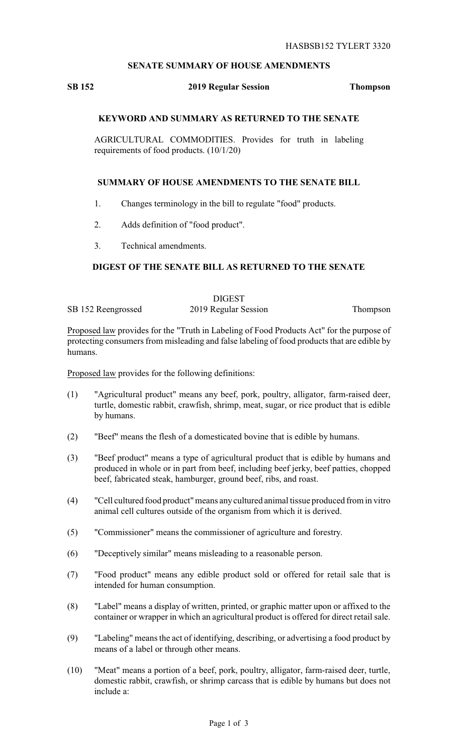HASBSB152 TYLERT 3320

**SENATE SUMMARY OF HOUSE AMENDMENTS**

**SB 152** **2019 Regular Session** **Thompson**

### KEYWORD AND SUMMARY AS RETURNED TO THE SENATE

AGRICULTURAL COMMODITIES. Provides for truth in labeling requirements of food products. (10/1/20)

### SUMMARY OF HOUSE AMENDMENTS TO THE SENATE BILL

1. Changes terminology in the bill to regulate "food" products.
2. Adds definition of "food product".
3. Technical amendments.

### DIGEST OF THE SENATE BILL AS RETURNED TO THE SENATE

DIGEST

SB 152 Reengrossed 2019 Regular Session Thompson

Proposed law provides for the "Truth in Labeling of Food Products Act" for the purpose of protecting consumers from misleading and false labeling of food products that are edible by humans.

Proposed law provides for the following definitions:

(1) "Agricultural product" means any beef, pork, poultry, alligator, farm-raised deer, turtle, domestic rabbit, crawfish, shrimp, meat, sugar, or rice product that is edible by humans.

(2) "Beef" means the flesh of a domesticated bovine that is edible by humans.

(3) "Beef product" means a type of agricultural product that is edible by humans and produced in whole or in part from beef, including beef jerky, beef patties, chopped beef, fabricated steak, hamburger, ground beef, ribs, and roast.

(4) "Cell cultured food product" means any cultured animal tissue produced from in vitro animal cell cultures outside of the organism from which it is derived.

(5) "Commissioner" means the commissioner of agriculture and forestry.

(6) "Deceptively similar" means misleading to a reasonable person.

(7) "Food product" means any edible product sold or offered for retail sale that is intended for human consumption.

(8) "Label" means a display of written, printed, or graphic matter upon or affixed to the container or wrapper in which an agricultural product is offered for direct retail sale.

(9) "Labeling" means the act of identifying, describing, or advertising a food product by means of a label or through other means.

(10) "Meat" means a portion of a beef, pork, poultry, alligator, farm-raised deer, turtle, domestic rabbit, crawfish, or shrimp carcass that is edible by humans but does not include a: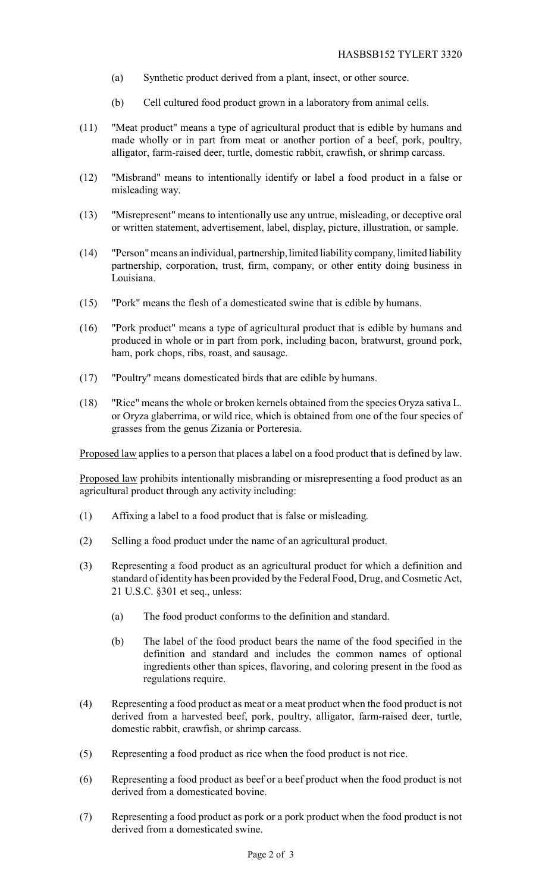(a) Synthetic product derived from a plant, insect, or other source.

(b) Cell cultured food product grown in a laboratory from animal cells.

(11) "Meat product" means a type of agricultural product that is edible by humans and made wholly or in part from meat or another portion of a beef, pork, poultry, alligator, farm-raised deer, turtle, domestic rabbit, crawfish, or shrimp carcass.

(12) "Misbrand" means to intentionally identify or label a food product in a false or misleading way.

(13) "Misrepresent" means to intentionally use any untrue, misleading, or deceptive oral or written statement, advertisement, label, display, picture, illustration, or sample.

(14) "Person" means an individual, partnership, limited liability company, limited liability partnership, corporation, trust, firm, company, or other entity doing business in Louisiana.

(15) "Pork" means the flesh of a domesticated swine that is edible by humans.

(16) "Pork product" means a type of agricultural product that is edible by humans and produced in whole or in part from pork, including bacon, bratwurst, ground pork, ham, pork chops, ribs, roast, and sausage.

(17) "Poultry" means domesticated birds that are edible by humans.

(18) "Rice" means the whole or broken kernels obtained from the species Oryza sativa L. or Oryza glaberrima, or wild rice, which is obtained from one of the four species of grasses from the genus Zizania or Porteresia.

Proposed law applies to a person that places a label on a food product that is defined by law.

Proposed law prohibits intentionally misbranding or misrepresenting a food product as an agricultural product through any activity including:

(1) Affixing a label to a food product that is false or misleading.

(2) Selling a food product under the name of an agricultural product.

(3) Representing a food product as an agricultural product for which a definition and standard of identity has been provided by the Federal Food, Drug, and Cosmetic Act, 21 U.S.C. §301 et seq., unless:

(a) The food product conforms to the definition and standard.

(b) The label of the food product bears the name of the food specified in the definition and standard and includes the common names of optional ingredients other than spices, flavoring, and coloring present in the food as regulations require.

(4) Representing a food product as meat or a meat product when the food product is not derived from a harvested beef, pork, poultry, alligator, farm-raised deer, turtle, domestic rabbit, crawfish, or shrimp carcass.

(5) Representing a food product as rice when the food product is not rice.

(6) Representing a food product as beef or a beef product when the food product is not derived from a domesticated bovine.

(7) Representing a food product as pork or a pork product when the food product is not derived from a domesticated swine.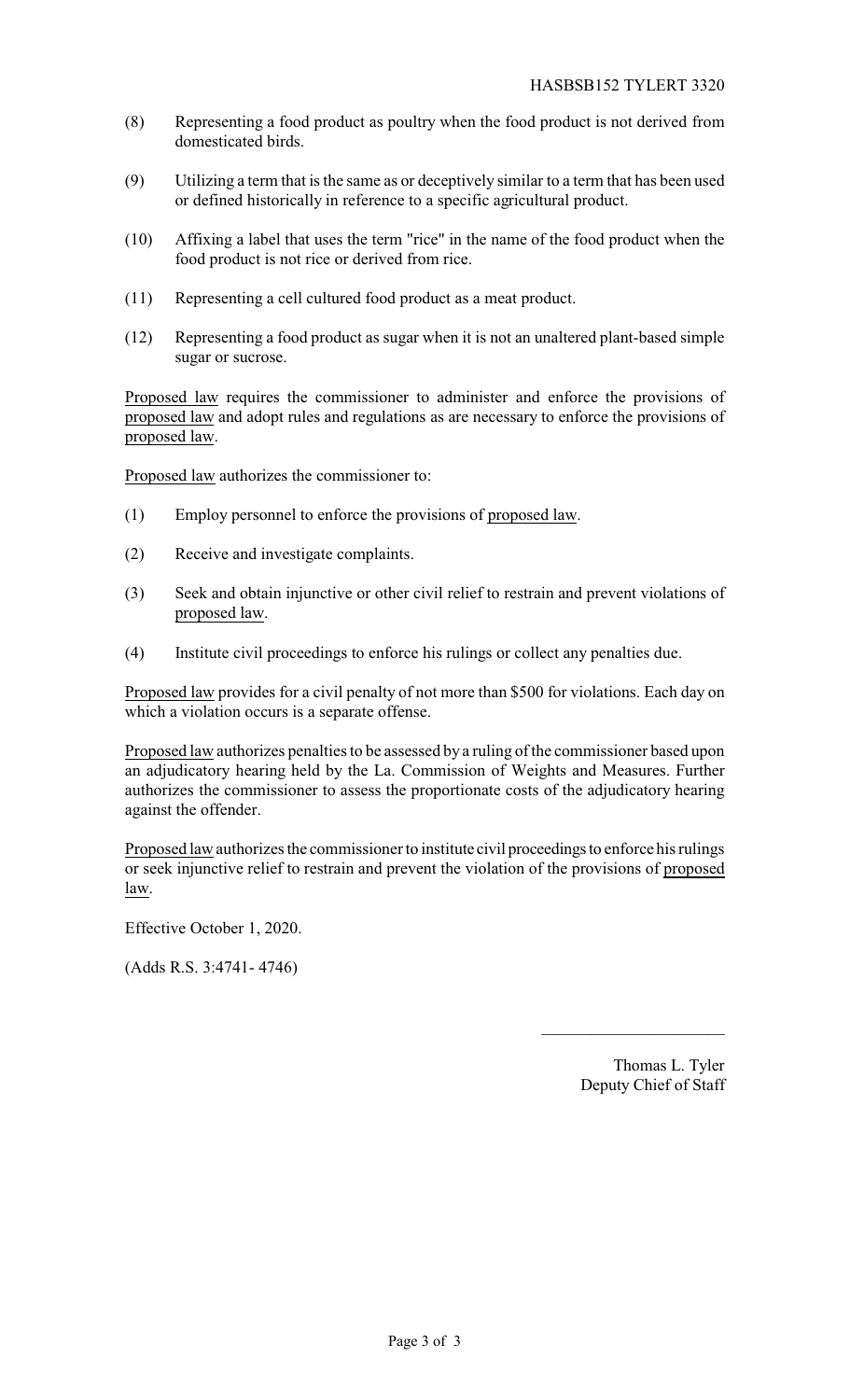(8) Representing a food product as poultry when the food product is not derived from domesticated birds.

(9) Utilizing a term that is the same as or deceptively similar to a term that has been used or defined historically in reference to a specific agricultural product.

(10) Affixing a label that uses the term "rice" in the name of the food product when the food product is not rice or derived from rice.

(11) Representing a cell cultured food product as a meat product.

(12) Representing a food product as sugar when it is not an unaltered plant-based simple sugar or sucrose.

Proposed law requires the commissioner to administer and enforce the provisions of proposed law and adopt rules and regulations as are necessary to enforce the provisions of proposed law.

Proposed law authorizes the commissioner to:

(1) Employ personnel to enforce the provisions of proposed law.

(2) Receive and investigate complaints.

(3) Seek and obtain injunctive or other civil relief to restrain and prevent violations of proposed law.

(4) Institute civil proceedings to enforce his rulings or collect any penalties due.

Proposed law provides for a civil penalty of not more than $500 for violations. Each day on which a violation occurs is a separate offense.

Proposed law authorizes penalties to be assessed by a ruling of the commissioner based upon an adjudicatory hearing held by the La. Commission of Weights and Measures. Further authorizes the commissioner to assess the proportionate costs of the adjudicatory hearing against the offender.

Proposed law authorizes the commissioner to institute civil proceedings to enforce his rulings or seek injunctive relief to restrain and prevent the violation of the provisions of proposed law.

Effective October 1, 2020.

(Adds R.S. 3:4741- 4746)

Thomas L. Tyler
Deputy Chief of Staff